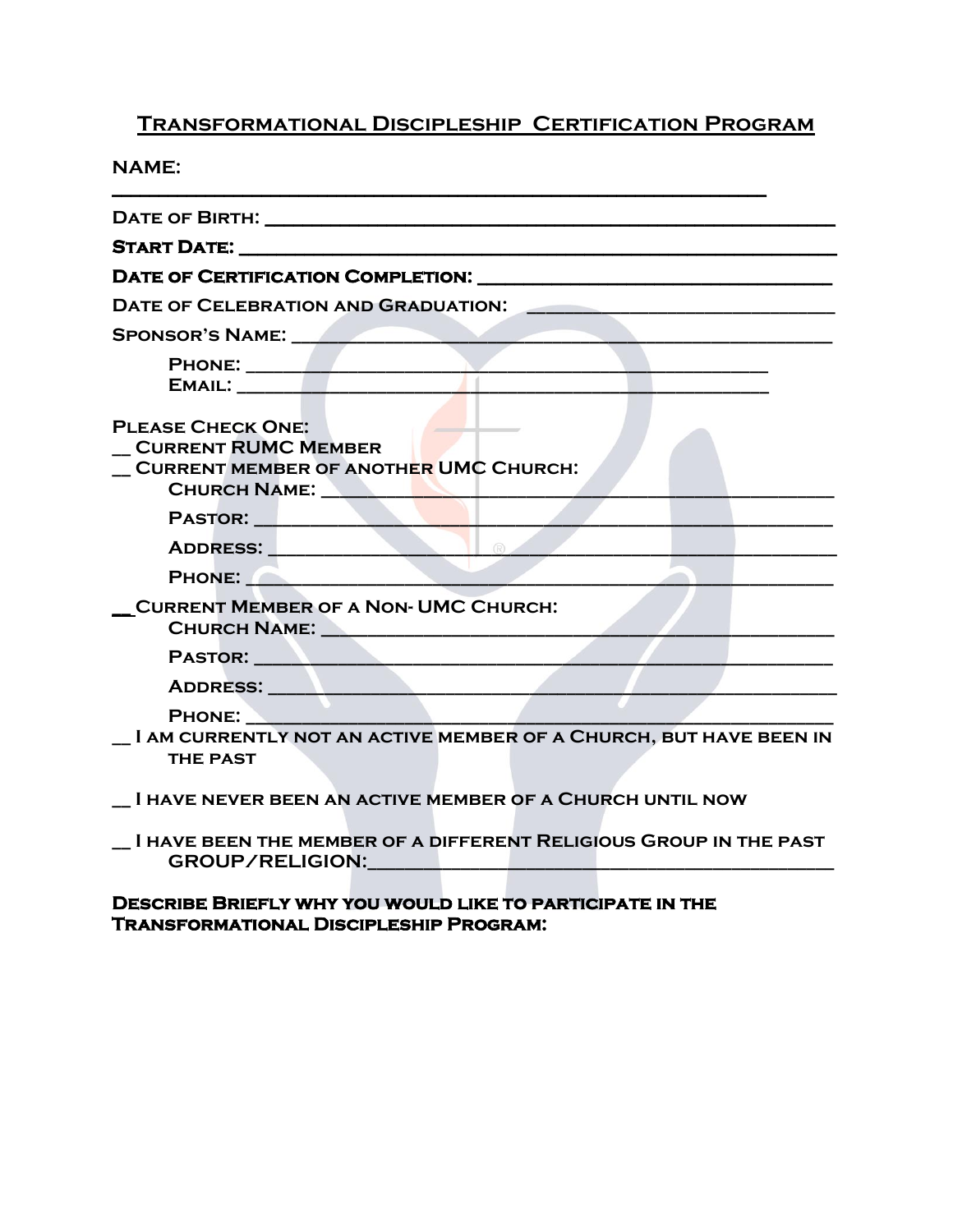# Transformational Discipleship Certification Program

**NAME:** ________________________________________________

**Date of Birth:** ________________________________________________

**Start Date:** ________________________________________________

**Date of Certification Completion:** ______________________________

**Date of Celebration and Graduation:** ___________________________

**Sponsor's Name:** ________________________________________________

Phone: ________________________________________________
Email: ________________________________________________

**Please Check One:**

__ Current RUMC Member

__ Current member of another UMC Church:
Church Name: ________________________________________________
Pastor: ________________________________________________
Address: ________________________________________________
Phone: ________________________________________________

__ Current Member of a Non- UMC Church:
Church Name: ________________________________________________
Pastor: ________________________________________________
Address: ________________________________________________
Phone: ________________________________________________

__ I am currently not an active member of a Church, but have been in the past

__ I have never been an active member of a Church until now

__ I have been the member of a different Religious Group in the past
GROUP/RELIGION: ________________________________________________

**Describe Briefly why you would like to participate in the Transformational Discipleship Program:**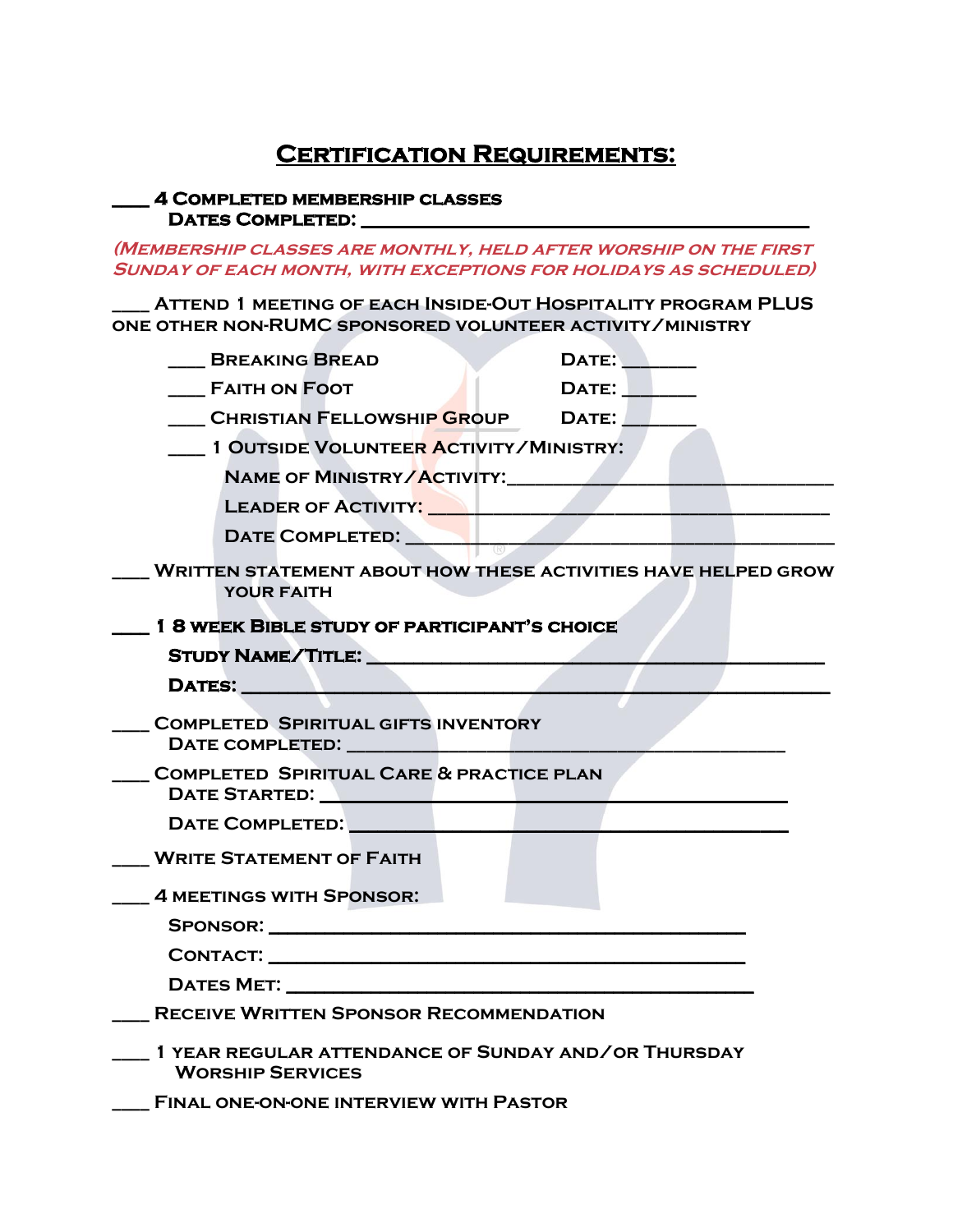# Certification Requirements:

___ **4 Completed membership classes**
**Dates Completed: ________________________________________**

*(Membership classes are monthly, held after worship on the first Sunday of each month, with exceptions for holidays as scheduled)*

___ Attend 1 meeting of each Inside-Out Hospitality program PLUS one other non-RUMC sponsored volunteer activity/ministry

___ Breaking Bread Date: _______

___ Faith on Foot Date: _______

___ Christian Fellowship Group Date: _______

___ 1 Outside Volunteer Activity/Ministry:

Name of Ministry/Activity:________________________________

Leader of Activity: ______________________________________

Date Completed: _________________________________________

___ Written statement about how these activities have helped grow your faith

___ **1 8 week Bible study of participant's choice**

**Study Name/Title: ______________________________________**

**Dates: _______________________________________________**

___ Completed Spiritual gifts inventory
Date completed: ___________________________________________

___ Completed Spiritual Care & practice plan
Date Started: ______________________________________________

Date Completed: ___________________________________________

___ Write Statement of Faith

___ 4 meetings with Sponsor:

Sponsor: ____________________________________________

Contact: ____________________________________________

Dates Met: __________________________________________

___ Receive Written Sponsor Recommendation

___ 1 year regular attendance of Sunday and/or Thursday Worship Services

___ Final one-on-one interview with Pastor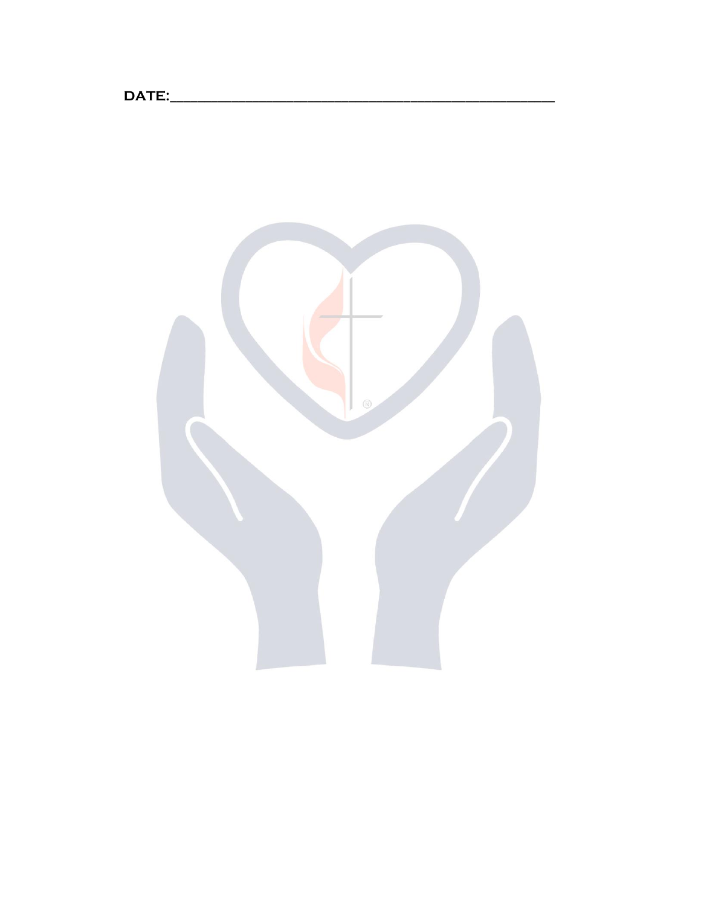DATE:_______________________________________________